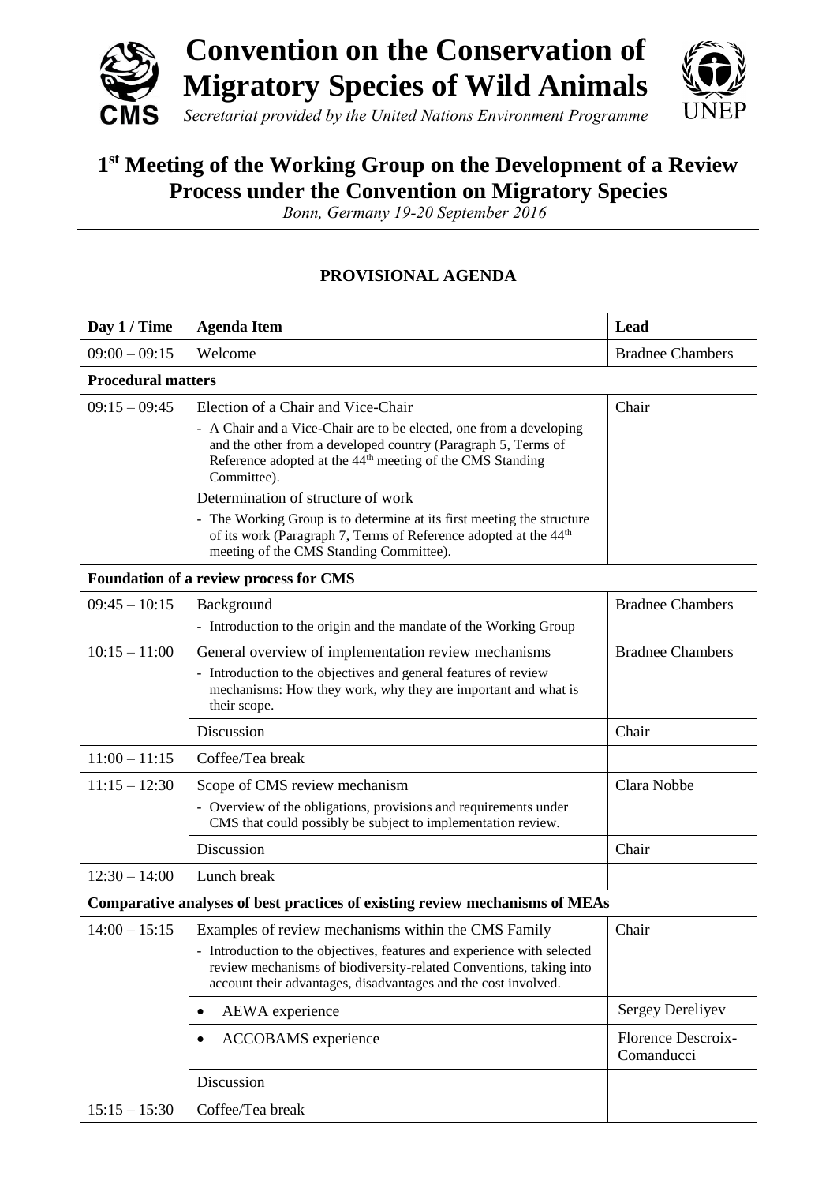# Convention on the Conservation of Migratory Species of Wild Animals

*Secretariat provided by the United Nations Environment Programme*

## 1st Meeting of the Working Group on the Development of a Review Process under the Convention on Migratory Species

*Bonn, Germany 19-20 September 2016*

### PROVISIONAL AGENDA

| Day 1 / Time | Agenda Item | Lead |
|---|---|---|
| 09:00 – 09:15 | Welcome | Bradnee Chambers |
| **Procedural matters** | | |
| 09:15 – 09:45 | Election of a Chair and Vice-Chair<br>- A Chair and a Vice-Chair are to be elected, one from a developing and the other from a developed country (Paragraph 5, Terms of Reference adopted at the 44th meeting of the CMS Standing Committee).<br>Determination of structure of work<br>- The Working Group is to determine at its first meeting the structure of its work (Paragraph 7, Terms of Reference adopted at the 44th meeting of the CMS Standing Committee). | Chair |
| **Foundation of a review process for CMS** | | |
| 09:45 – 10:15 | Background<br>- Introduction to the origin and the mandate of the Working Group | Bradnee Chambers |
| 10:15 – 11:00 | General overview of implementation review mechanisms<br>- Introduction to the objectives and general features of review mechanisms: How they work, why they are important and what is their scope. | Bradnee Chambers |
| | Discussion | Chair |
| 11:00 – 11:15 | Coffee/Tea break | |
| 11:15 – 12:30 | Scope of CMS review mechanism<br>- Overview of the obligations, provisions and requirements under CMS that could possibly be subject to implementation review. | Clara Nobbe |
| | Discussion | Chair |
| 12:30 – 14:00 | Lunch break | |
| **Comparative analyses of best practices of existing review mechanisms of MEAs** | | |
| 14:00 – 15:15 | Examples of review mechanisms within the CMS Family<br>- Introduction to the objectives, features and experience with selected review mechanisms of biodiversity-related Conventions, taking into account their advantages, disadvantages and the cost involved. | Chair |
| | • AEWA experience | Sergey Dereliyev |
| | • ACCOBAMS experience | Florence Descroix-Comanducci |
| | Discussion | |
| 15:15 – 15:30 | Coffee/Tea break | |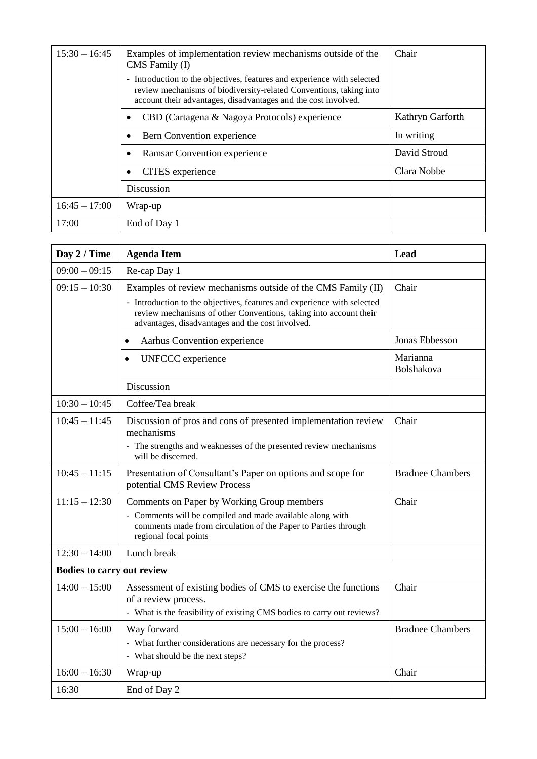| | | |
|---|---|---|
| 15:30 – 16:45 | Examples of implementation review mechanisms outside of the CMS Family (I)<br>- Introduction to the objectives, features and experience with selected review mechanisms of biodiversity-related Conventions, taking into account their advantages, disadvantages and the cost involved. | Chair |
| | • CBD (Cartagena & Nagoya Protocols) experience | Kathryn Garforth |
| | • Bern Convention experience | In writing |
| | • Ramsar Convention experience | David Stroud |
| | • CITES experience | Clara Nobbe |
| | Discussion | |
| 16:45 – 17:00 | Wrap-up | |
| 17:00 | End of Day 1 | |

| Day 2 / Time | Agenda Item | Lead |
|---|---|---|
| 09:00 – 09:15 | Re-cap Day 1 | |
| 09:15 – 10:30 | Examples of review mechanisms outside of the CMS Family (II)<br>- Introduction to the objectives, features and experience with selected review mechanisms of other Conventions, taking into account their advantages, disadvantages and the cost involved. | Chair |
| | • Aarhus Convention experience | Jonas Ebbesson |
| | • UNFCCC experience | Marianna Bolshakova |
| | Discussion | |
| 10:30 – 10:45 | Coffee/Tea break | |
| 10:45 – 11:45 | Discussion of pros and cons of presented implementation review mechanisms<br>- The strengths and weaknesses of the presented review mechanisms will be discerned. | Chair |
| 10:45 – 11:15 | Presentation of Consultant's Paper on options and scope for potential CMS Review Process | Bradnee Chambers |
| 11:15 – 12:30 | Comments on Paper by Working Group members<br>- Comments will be compiled and made available along with comments made from circulation of the Paper to Parties through regional focal points | Chair |
| 12:30 – 14:00 | Lunch break | |
| **Bodies to carry out review** | | |
| 14:00 – 15:00 | Assessment of existing bodies of CMS to exercise the functions of a review process.<br>- What is the feasibility of existing CMS bodies to carry out reviews? | Chair |
| 15:00 – 16:00 | Way forward<br>- What further considerations are necessary for the process?<br>- What should be the next steps? | Bradnee Chambers |
| 16:00 – 16:30 | Wrap-up | Chair |
| 16:30 | End of Day 2 | |